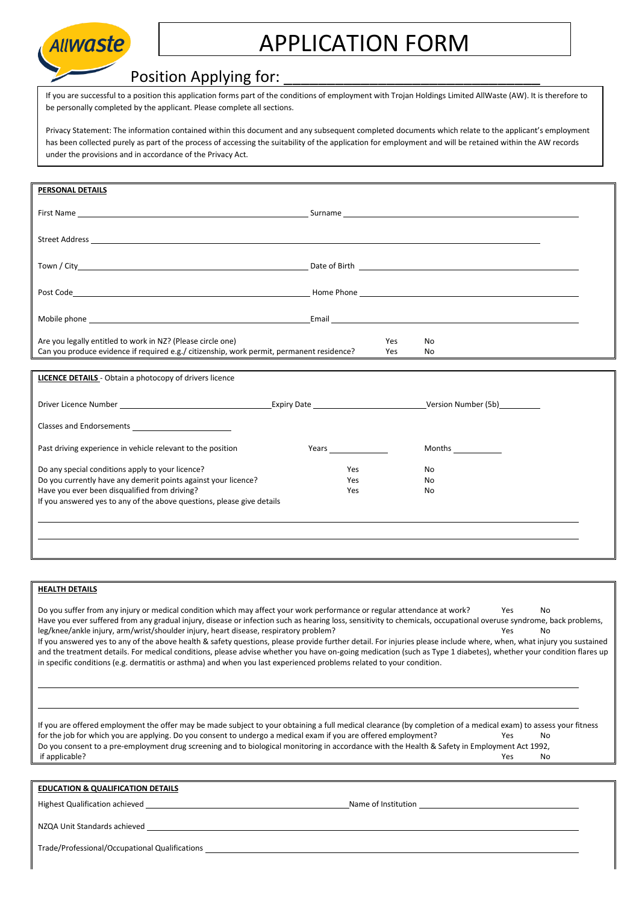Allwaste

# APPLICATION FORM

## Position Applying for: _______________________________

If you are successful to a position this application forms part of the conditions of employment with Trojan Holdings Limited AllWaste (AW). It is therefore to be personally completed by the applicant. Please complete all sections.

Privacy Statement: The information contained within this document and any subsequent completed documents which relate to the applicant's employment has been collected purely as part of the process of accessing the suitability of the application for employment and will be retained within the AW records under the provisions and in accordance of the Privacy Act.

### PERSONAL DETAILS

First Name ______________________ Surname ______________________

Street Address ______________________

Town / City ______________________ Date of Birth ______________________

Post Code ______________________ Home Phone ______________________

Mobile phone ______________________ Email ______________________

Are you legally entitled to work in NZ? (Please circle one) Yes No

Can you produce evidence if required e.g./ citizenship, work permit, permanent residence? Yes No

### LICENCE DETAILS - Obtain a photocopy of drivers licence

Driver Licence Number ______________________ Expiry Date ______________________ Version Number (5b) __________

Classes and Endorsements ______________________

Past driving experience in vehicle relevant to the position Years __________ Months __________

Do any special conditions apply to your licence? Yes No

Do you currently have any demerit points against your licence? Yes No

Have you ever been disqualified from driving? Yes No

If you answered yes to any of the above questions, please give details

______________________

______________________

### HEALTH DETAILS

Do you suffer from any injury or medical condition which may affect your work performance or regular attendance at work? Yes No

Have you ever suffered from any gradual injury, disease or infection such as hearing loss, sensitivity to chemicals, occupational overuse syndrome, back problems, leg/knee/ankle injury, arm/wrist/shoulder injury, heart disease, respiratory problem? Yes No

If you answered yes to any of the above health & safety questions, please provide further detail. For injuries please include where, when, what injury you sustained and the treatment details. For medical conditions, please advise whether you have on-going medication (such as Type 1 diabetes), whether your condition flares up in specific conditions (e.g. dermatitis or asthma) and when you last experienced problems related to your condition.

______________________

______________________

If you are offered employment the offer may be made subject to your obtaining a full medical clearance (by completion of a medical exam) to assess your fitness for the job for which you are applying. Do you consent to undergo a medical exam if you are offered employment? Yes No

Do you consent to a pre-employment drug screening and to biological monitoring in accordance with the Health & Safety in Employment Act 1992, if applicable? Yes No

### EDUCATION & QUALIFICATION DETAILS

Highest Qualification achieved ______________________ Name of Institution ______________________

NZQA Unit Standards achieved ______________________

Trade/Professional/Occupational Qualifications ______________________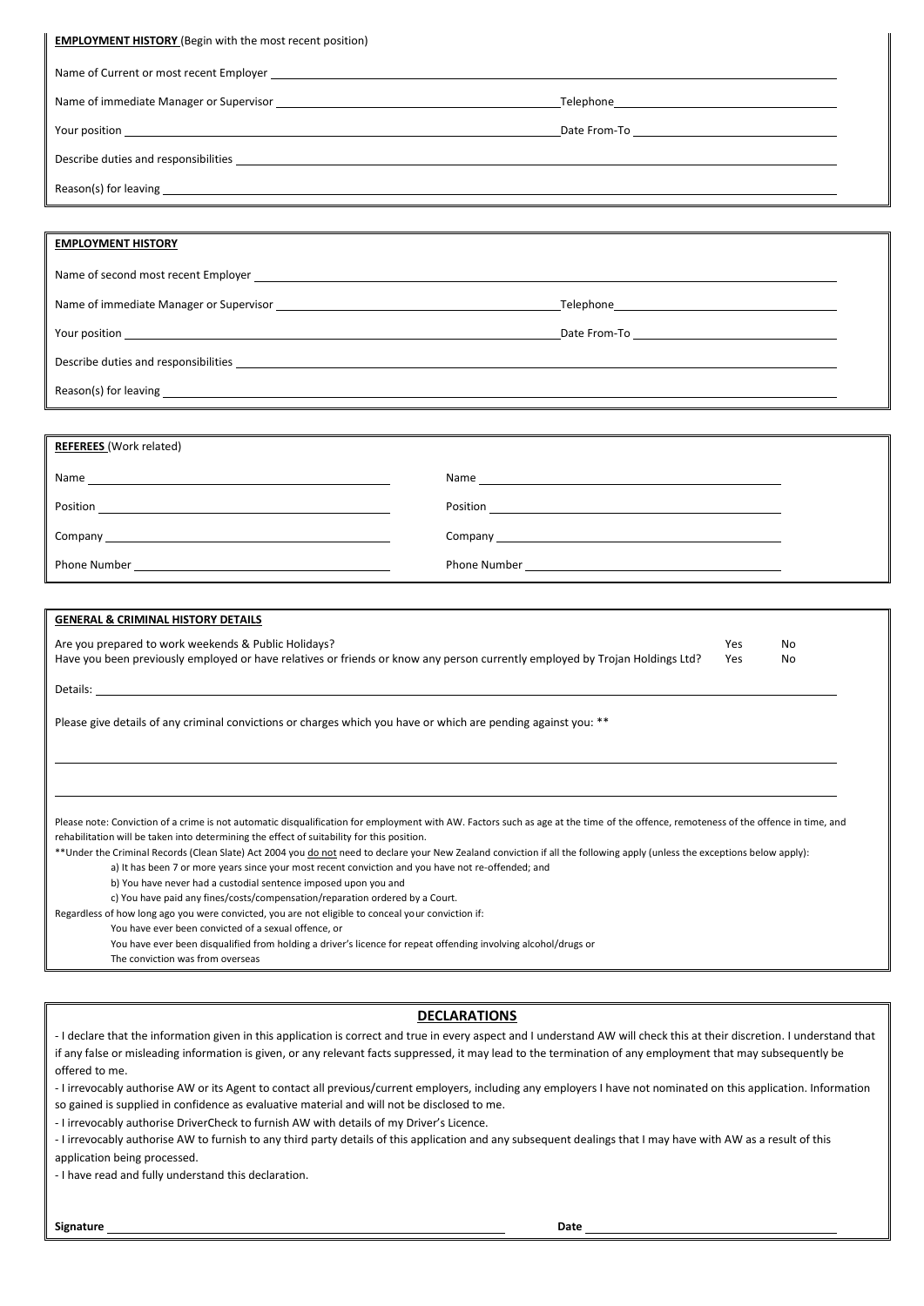**EMPLOYMENT HISTORY** (Begin with the most recent position)

Name of Current or most recent Employer

Name of immediate Manager or Supervisor Telephone

Your position Date From-To

Describe duties and responsibilities

Reason(s) for leaving

**EMPLOYMENT HISTORY**

Name of second most recent Employer

Name of immediate Manager or Supervisor Telephone

Your position Date From-To

Describe duties and responsibilities

Reason(s) for leaving

**REFEREES** (Work related)

| | |
|---|---|
| Name | Name |
| Position | Position |
| Company | Company |
| Phone Number | Phone Number |

**GENERAL & CRIMINAL HISTORY DETAILS**

Are you prepared to work weekends & Public Holidays? Yes No

Have you been previously employed or have relatives or friends or know any person currently employed by Trojan Holdings Ltd? Yes No

Details:

Please give details of any criminal convictions or charges which you have or which are pending against you: **

Please note: Conviction of a crime is not automatic disqualification for employment with AW. Factors such as age at the time of the offence, remoteness of the offence in time, and rehabilitation will be taken into determining the effect of suitability for this position.

**Under the Criminal Records (Clean Slate) Act 2004 you do not need to declare your New Zealand conviction if all the following apply (unless the exceptions below apply):

a) It has been 7 or more years since your most recent conviction and you have not re-offended; and
b) You have never had a custodial sentence imposed upon you and
c) You have paid any fines/costs/compensation/reparation ordered by a Court.

Regardless of how long ago you were convicted, you are not eligible to conceal your conviction if:

You have ever been convicted of a sexual offence, or
You have ever been disqualified from holding a driver's licence for repeat offending involving alcohol/drugs or
The conviction was from overseas

## DECLARATIONS

- I declare that the information given in this application is correct and true in every aspect and I understand AW will check this at their discretion. I understand that if any false or misleading information is given, or any relevant facts suppressed, it may lead to the termination of any employment that may subsequently be offered to me.
- I irrevocably authorise AW or its Agent to contact all previous/current employers, including any employers I have not nominated on this application. Information so gained is supplied in confidence as evaluative material and will not be disclosed to me.
- I irrevocably authorise DriverCheck to furnish AW with details of my Driver's Licence.
- I irrevocably authorise AW to furnish to any third party details of this application and any subsequent dealings that I may have with AW as a result of this application being processed.
- I have read and fully understand this declaration.

**Signature** **Date**